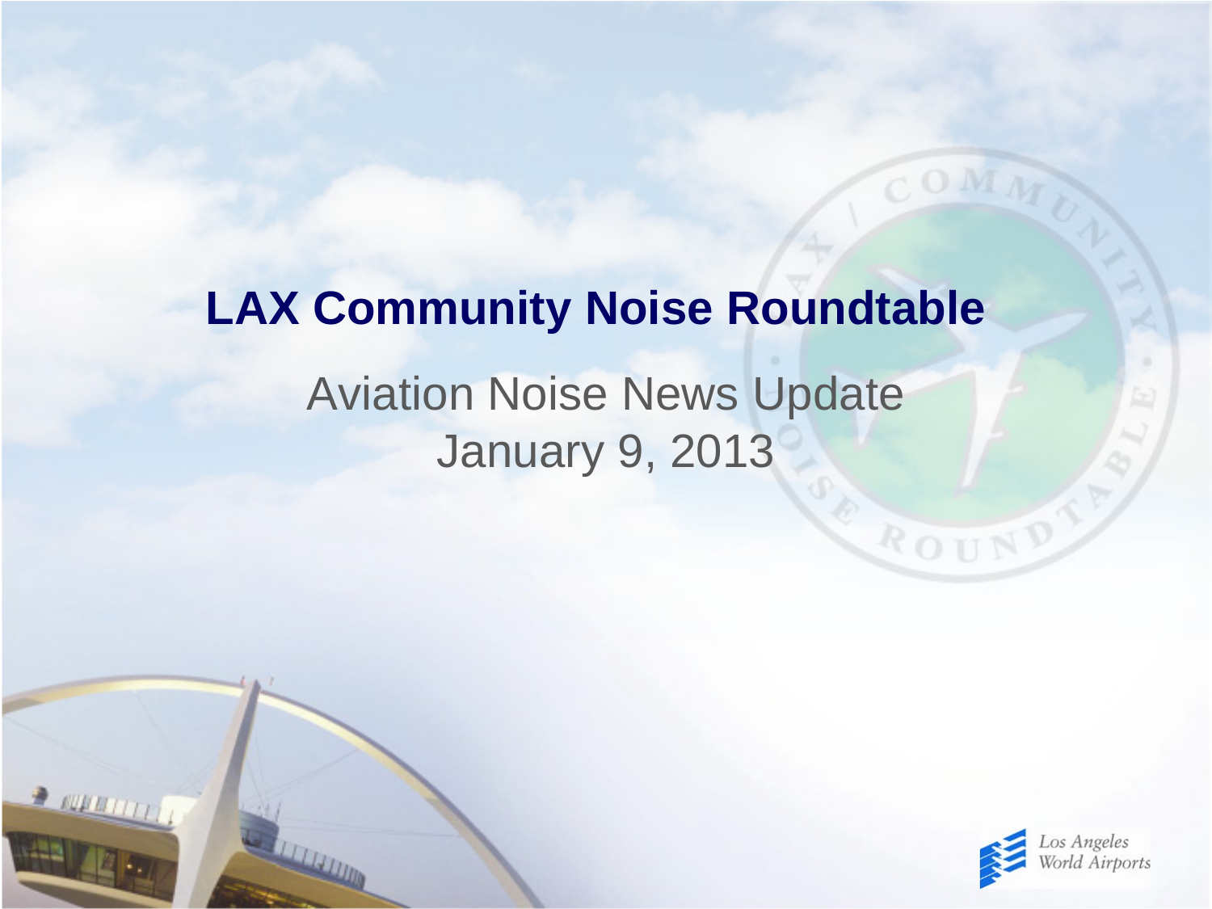# LAX Community Noise Roundtable

Aviation Noise News Update
January 9, 2013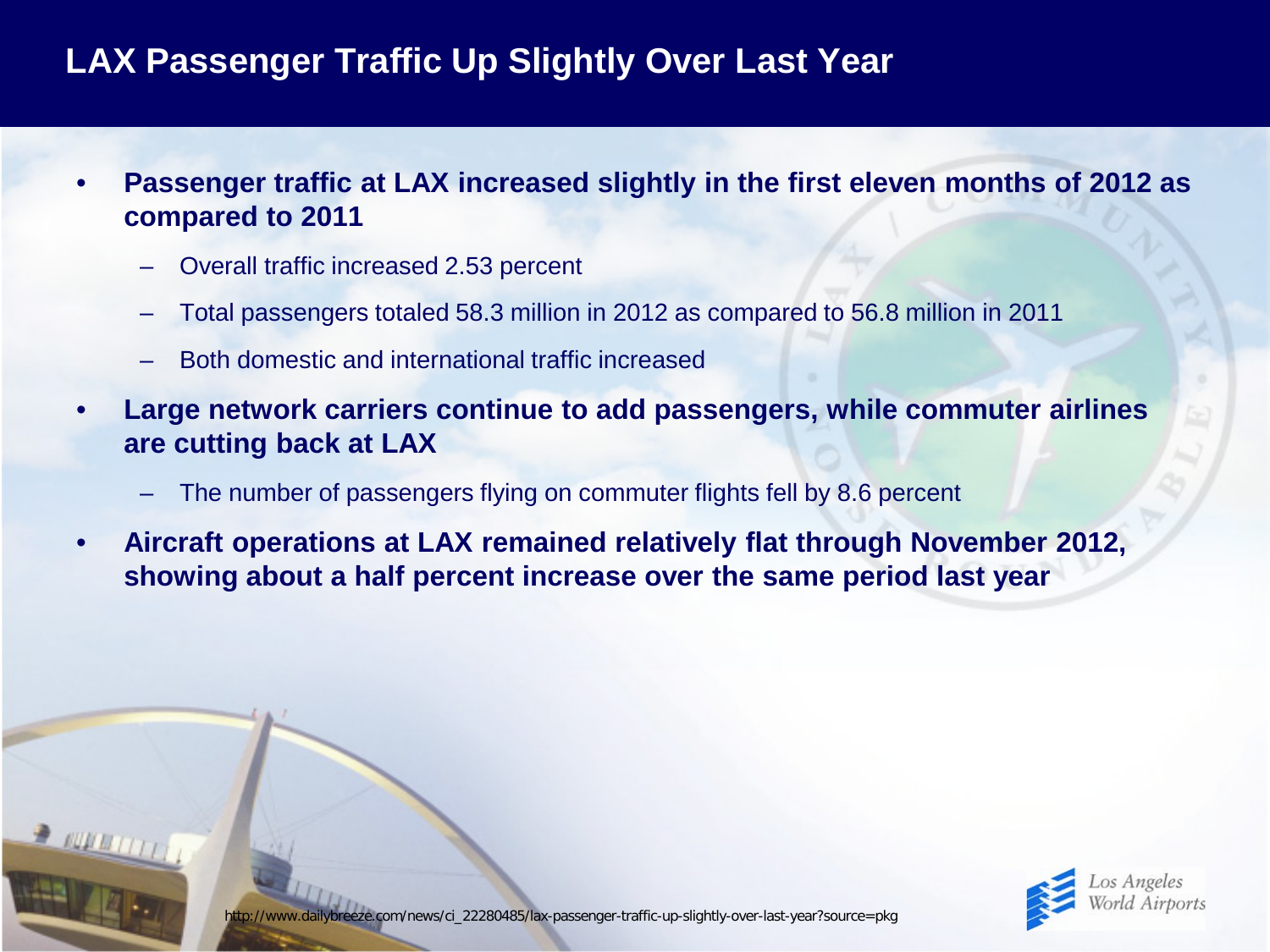# LAX Passenger Traffic Up Slightly Over Last Year

- **Passenger traffic at LAX increased slightly in the first eleven months of 2012 as compared to 2011**
  - Overall traffic increased 2.53 percent
  - Total passengers totaled 58.3 million in 2012 as compared to 56.8 million in 2011
  - Both domestic and international traffic increased
- **Large network carriers continue to add passengers, while commuter airlines are cutting back at LAX**
  - The number of passengers flying on commuter flights fell by 8.6 percent
- **Aircraft operations at LAX remained relatively flat through November 2012, showing about a half percent increase over the same period last year**

http://www.dailybreeze.com/news/ci_22280485/lax-passenger-traffic-up-slightly-over-last-year?source=pkg

Los Angeles World Airports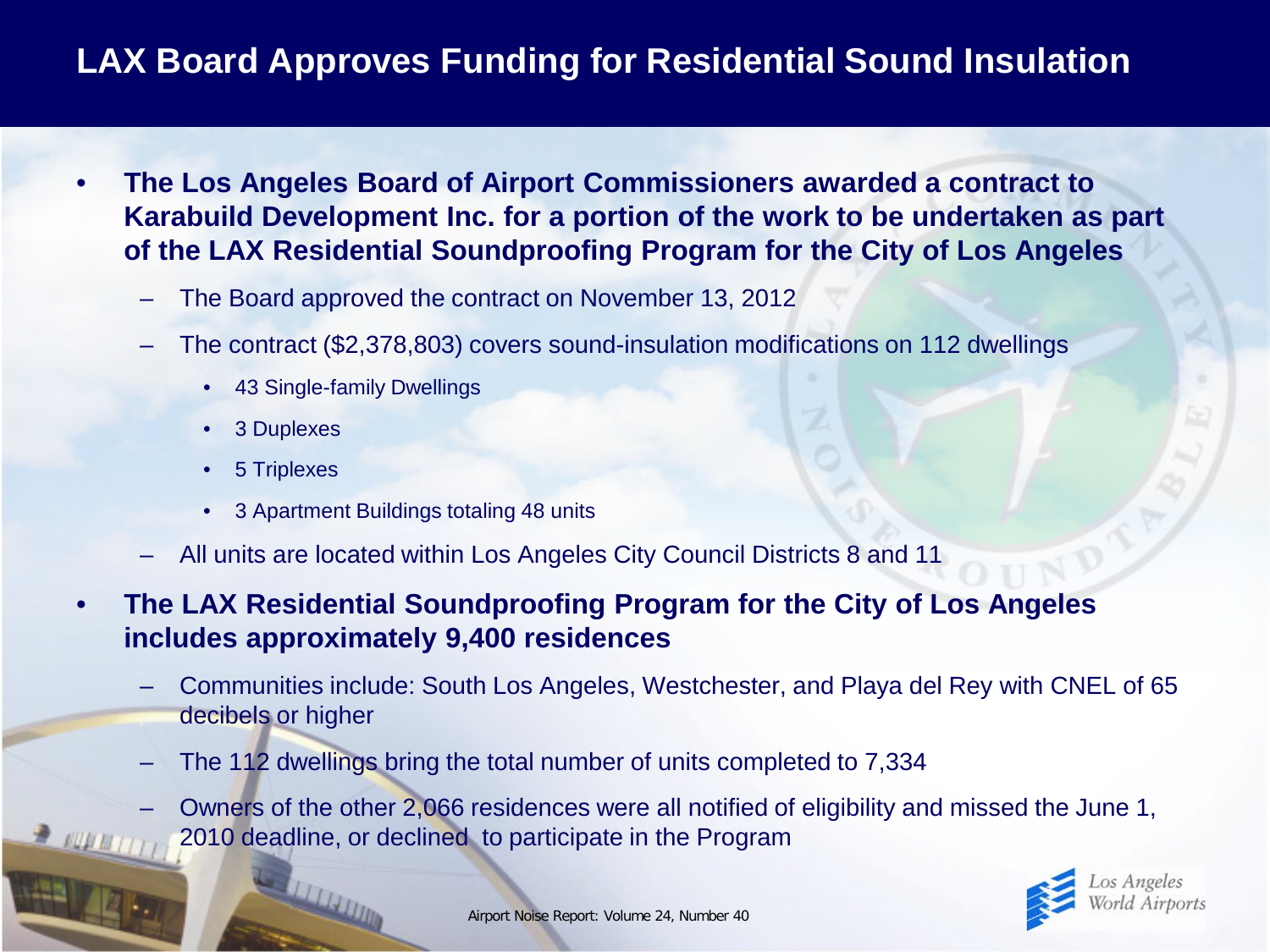# LAX Board Approves Funding for Residential Sound Insulation

- **The Los Angeles Board of Airport Commissioners awarded a contract to Karabuild Development Inc. for a portion of the work to be undertaken as part of the LAX Residential Soundproofing Program for the City of Los Angeles**
  - The Board approved the contract on November 13, 2012
  - The contract ($2,378,803) covers sound-insulation modifications on 112 dwellings
    - 43 Single-family Dwellings
    - 3 Duplexes
    - 5 Triplexes
    - 3 Apartment Buildings totaling 48 units
  - All units are located within Los Angeles City Council Districts 8 and 11
- **The LAX Residential Soundproofing Program for the City of Los Angeles includes approximately 9,400 residences**
  - Communities include: South Los Angeles, Westchester, and Playa del Rey with CNEL of 65 decibels or higher
  - The 112 dwellings bring the total number of units completed to 7,334
  - Owners of the other 2,066 residences were all notified of eligibility and missed the June 1, 2010 deadline, or declined to participate in the Program

Airport Noise Report: Volume 24, Number 40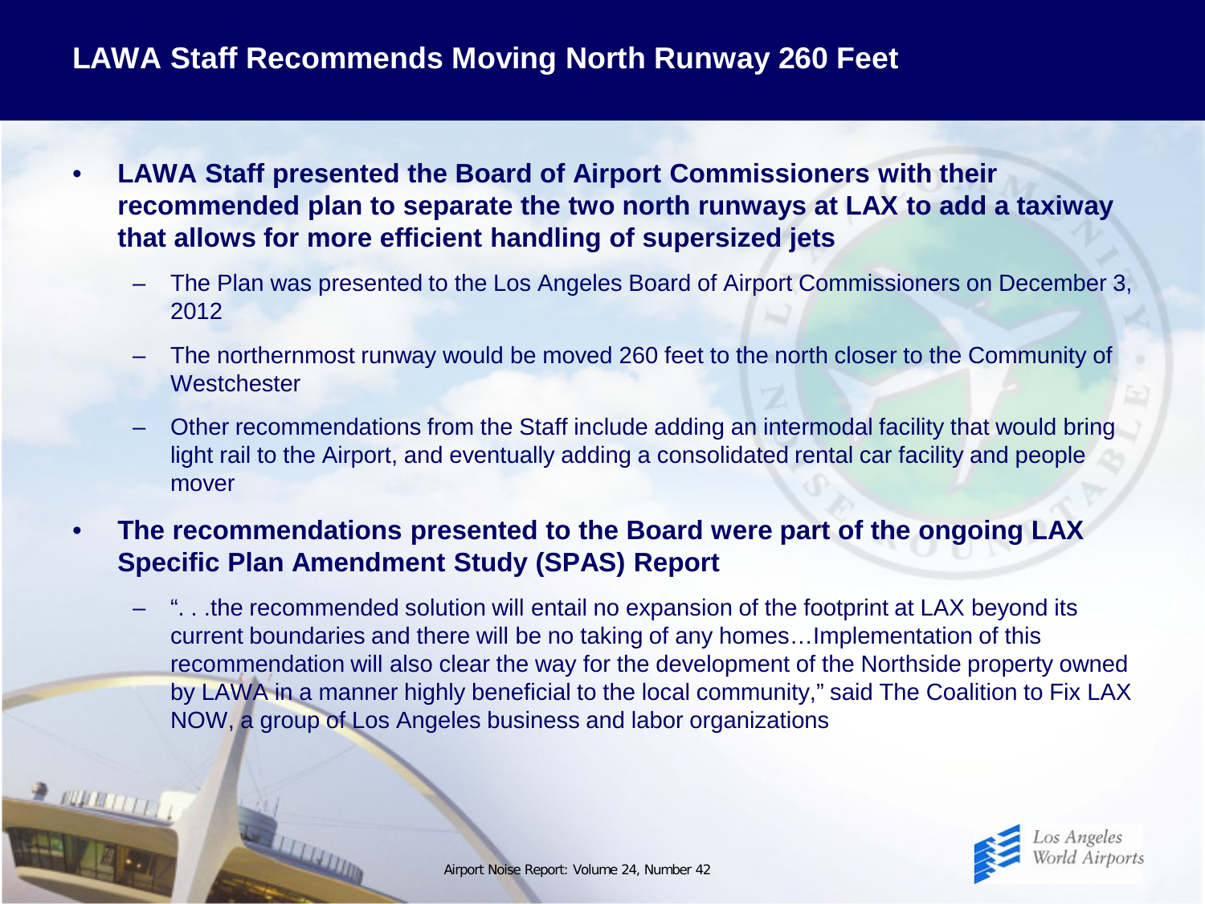# LAWA Staff Recommends Moving North Runway 260 Feet

- **LAWA Staff presented the Board of Airport Commissioners with their recommended plan to separate the two north runways at LAX to add a taxiway that allows for more efficient handling of supersized jets**
  - The Plan was presented to the Los Angeles Board of Airport Commissioners on December 3, 2012
  - The northernmost runway would be moved 260 feet to the north closer to the Community of Westchester
  - Other recommendations from the Staff include adding an intermodal facility that would bring light rail to the Airport, and eventually adding a consolidated rental car facility and people mover
- **The recommendations presented to the Board were part of the ongoing LAX Specific Plan Amendment Study (SPAS) Report**
  - ". . .the recommended solution will entail no expansion of the footprint at LAX beyond its current boundaries and there will be no taking of any homes…Implementation of this recommendation will also clear the way for the development of the Northside property owned by LAWA in a manner highly beneficial to the local community," said The Coalition to Fix LAX NOW, a group of Los Angeles business and labor organizations

Airport Noise Report: Volume 24, Number 42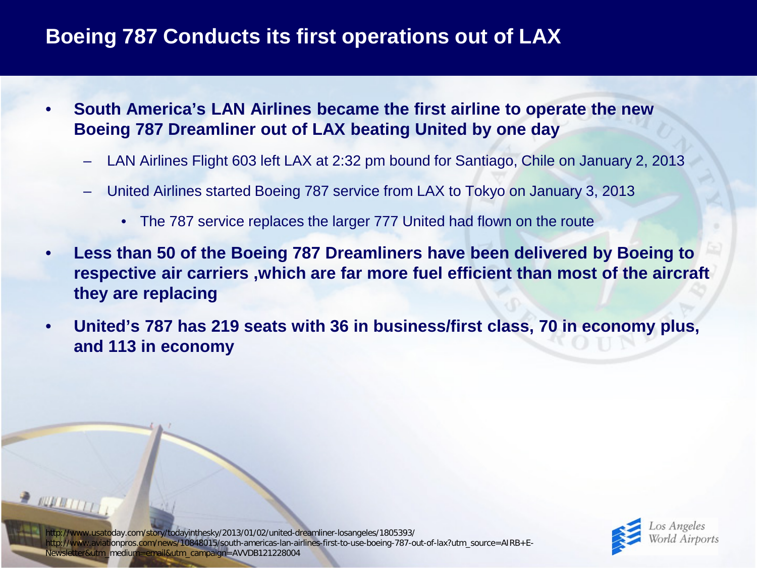# Boeing 787 Conducts its first operations out of LAX

- **South America's LAN Airlines became the first airline to operate the new Boeing 787 Dreamliner out of LAX beating United by one day**
  - LAN Airlines Flight 603 left LAX at 2:32 pm bound for Santiago, Chile on January 2, 2013
  - United Airlines started Boeing 787 service from LAX to Tokyo on January 3, 2013
    - The 787 service replaces the larger 777 United had flown on the route
- **Less than 50 of the Boeing 787 Dreamliners have been delivered by Boeing to respective air carriers ,which are far more fuel efficient than most of the aircraft they are replacing**
- **United's 787 has 219 seats with 36 in business/first class, 70 in economy plus, and 113 in economy**

http://www.usatoday.com/story/todayinthesky/2013/01/02/united-dreamliner-losangeles/1805393/
http://www.aviationpros.com/news/10848015/south-americas-lan-airlines-first-to-use-boeing-787-out-of-lax?utm_source=AIRB+E-Newsletter&utm_medium=email&utm_campaign=AVVDB121228004

Los Angeles World Airports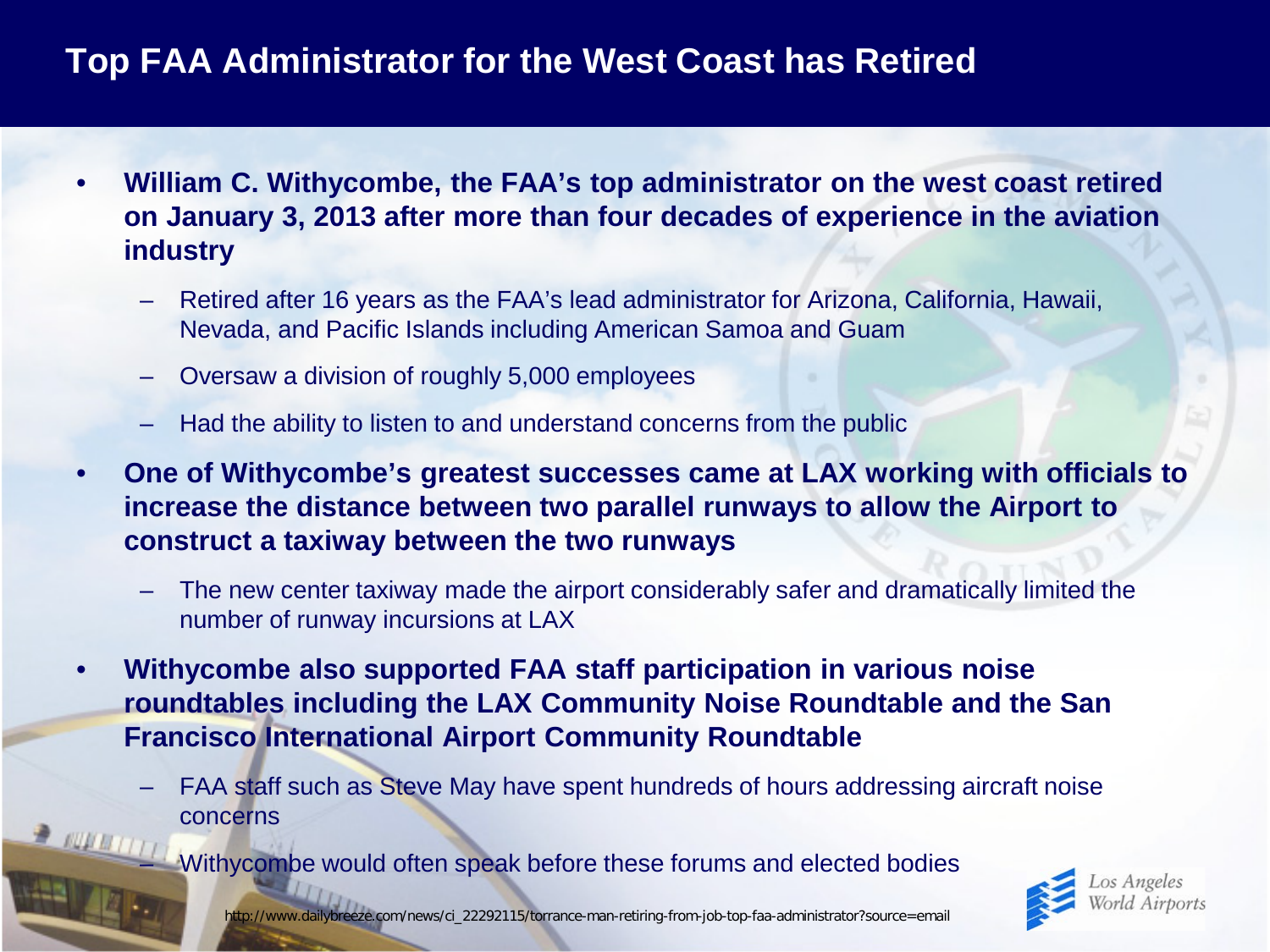# Top FAA Administrator for the West Coast has Retired

- **William C. Withycombe, the FAA's top administrator on the west coast retired on January 3, 2013 after more than four decades of experience in the aviation industry**
  - Retired after 16 years as the FAA's lead administrator for Arizona, California, Hawaii, Nevada, and Pacific Islands including American Samoa and Guam
  - Oversaw a division of roughly 5,000 employees
  - Had the ability to listen to and understand concerns from the public
- **One of Withycombe's greatest successes came at LAX working with officials to increase the distance between two parallel runways to allow the Airport to construct a taxiway between the two runways**
  - The new center taxiway made the airport considerably safer and dramatically limited the number of runway incursions at LAX
- **Withycombe also supported FAA staff participation in various noise roundtables including the LAX Community Noise Roundtable and the San Francisco International Airport Community Roundtable**
  - FAA staff such as Steve May have spent hundreds of hours addressing aircraft noise concerns
  - Withycombe would often speak before these forums and elected bodies

http://www.dailybreeze.com/news/ci_22292115/torrance-man-retiring-from-job-top-faa-administrator?source=email

Los Angeles World Airports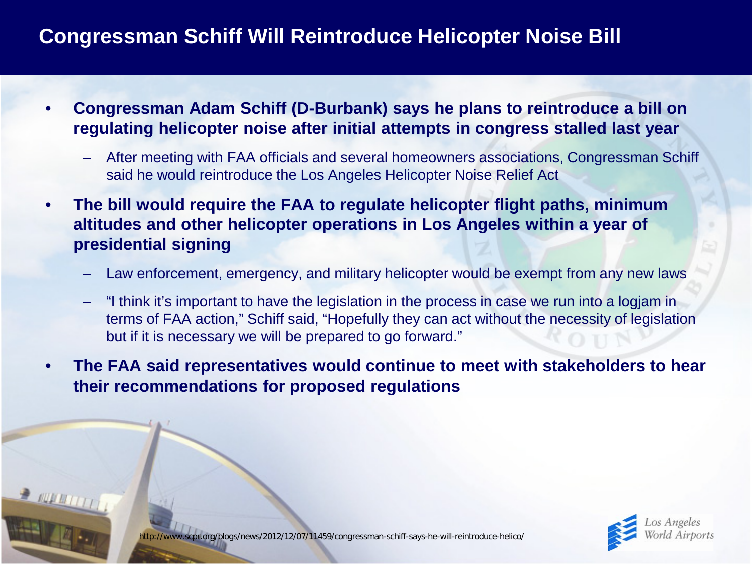# Congressman Schiff Will Reintroduce Helicopter Noise Bill

- **Congressman Adam Schiff (D-Burbank) says he plans to reintroduce a bill on regulating helicopter noise after initial attempts in congress stalled last year**
  - After meeting with FAA officials and several homeowners associations, Congressman Schiff said he would reintroduce the Los Angeles Helicopter Noise Relief Act
- **The bill would require the FAA to regulate helicopter flight paths, minimum altitudes and other helicopter operations in Los Angeles within a year of presidential signing**
  - Law enforcement, emergency, and military helicopter would be exempt from any new laws
  - "I think it's important to have the legislation in the process in case we run into a logjam in terms of FAA action," Schiff said, "Hopefully they can act without the necessity of legislation but if it is necessary we will be prepared to go forward."
- **The FAA said representatives would continue to meet with stakeholders to hear their recommendations for proposed regulations**

http://www.scpr.org/blogs/news/2012/12/07/11459/congressman-schiff-says-he-will-reintroduce-helico/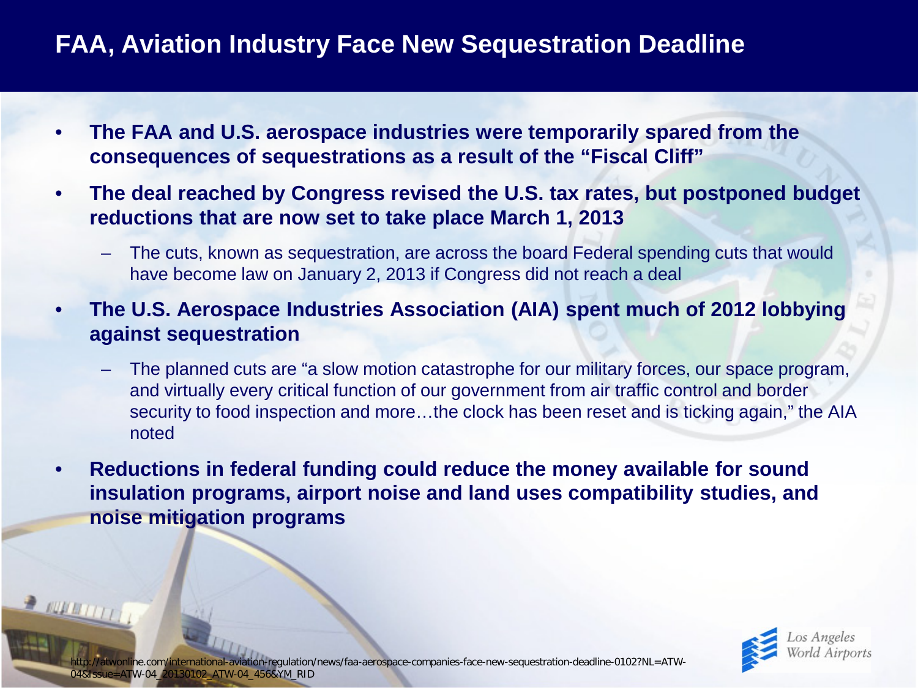# FAA, Aviation Industry Face New Sequestration Deadline

- **The FAA and U.S. aerospace industries were temporarily spared from the consequences of sequestrations as a result of the "Fiscal Cliff"**
- **The deal reached by Congress revised the U.S. tax rates, but postponed budget reductions that are now set to take place March 1, 2013**
  - The cuts, known as sequestration, are across the board Federal spending cuts that would have become law on January 2, 2013 if Congress did not reach a deal
- **The U.S. Aerospace Industries Association (AIA) spent much of 2012 lobbying against sequestration**
  - The planned cuts are "a slow motion catastrophe for our military forces, our space program, and virtually every critical function of our government from air traffic control and border security to food inspection and more…the clock has been reset and is ticking again," the AIA noted
- **Reductions in federal funding could reduce the money available for sound insulation programs, airport noise and land uses compatibility studies, and noise mitigation programs**

http://atwonline.com/international-aviation-regulation/news/faa-aerospace-companies-face-new-sequestration-deadline-0102?NL=ATW-04&Issue=ATW-04_20130102_ATW-04_456&YM_RID

Los Angeles World Airports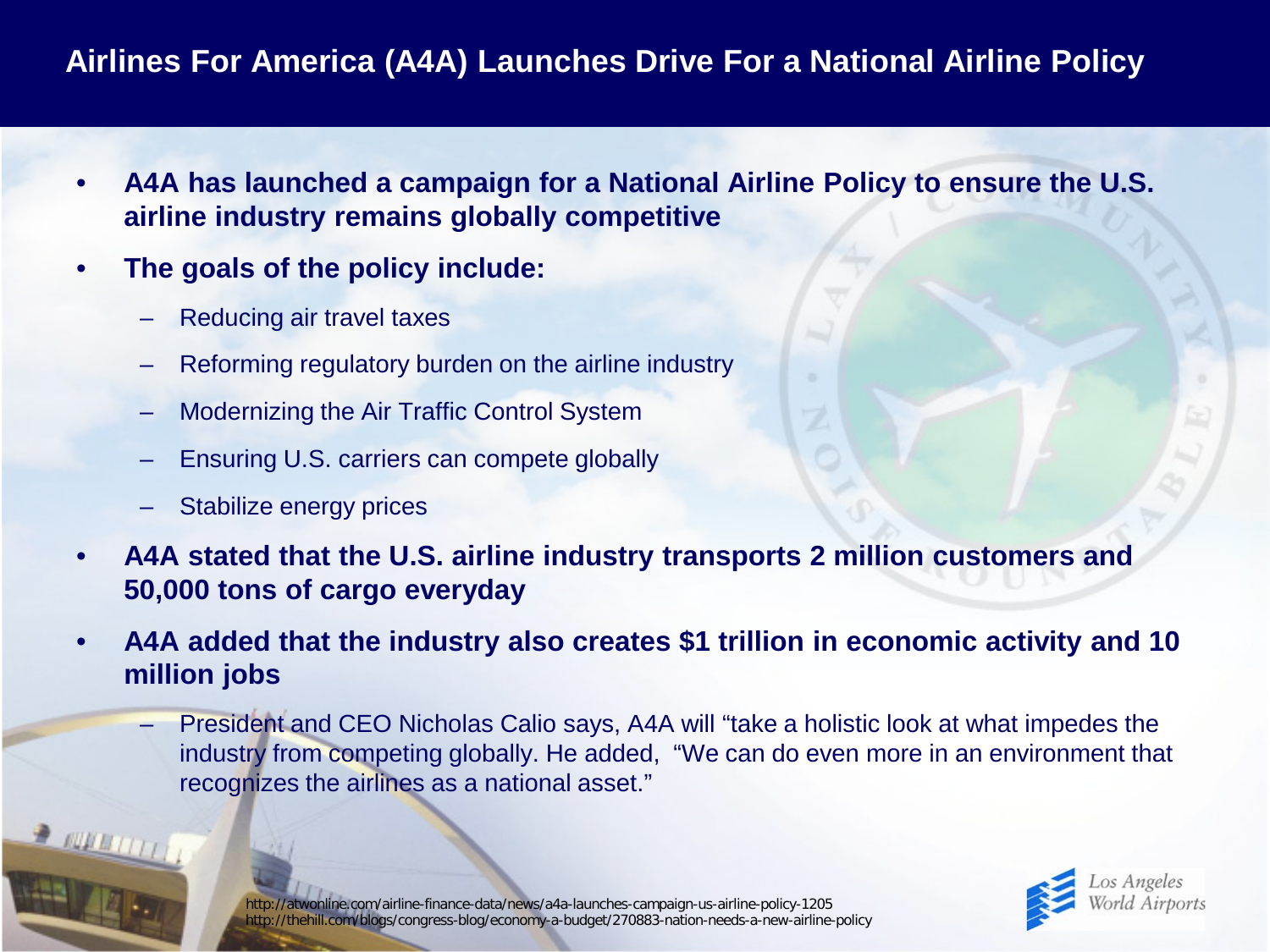# Airlines For America (A4A) Launches Drive For a National Airline Policy

- **A4A has launched a campaign for a National Airline Policy to ensure the U.S. airline industry remains globally competitive**
- **The goals of the policy include:**
  - Reducing air travel taxes
  - Reforming regulatory burden on the airline industry
  - Modernizing the Air Traffic Control System
  - Ensuring U.S. carriers can compete globally
  - Stabilize energy prices
- **A4A stated that the U.S. airline industry transports 2 million customers and 50,000 tons of cargo everyday**
- **A4A added that the industry also creates $1 trillion in economic activity and 10 million jobs**
  - President and CEO Nicholas Calio says, A4A will "take a holistic look at what impedes the industry from competing globally. He added, "We can do even more in an environment that recognizes the airlines as a national asset."

http://atwonline.com/airline-finance-data/news/a4a-launches-campaign-us-airline-policy-1205
http://thehill.com/blogs/congress-blog/economy-a-budget/270883-nation-needs-a-new-airline-policy

Los Angeles World Airports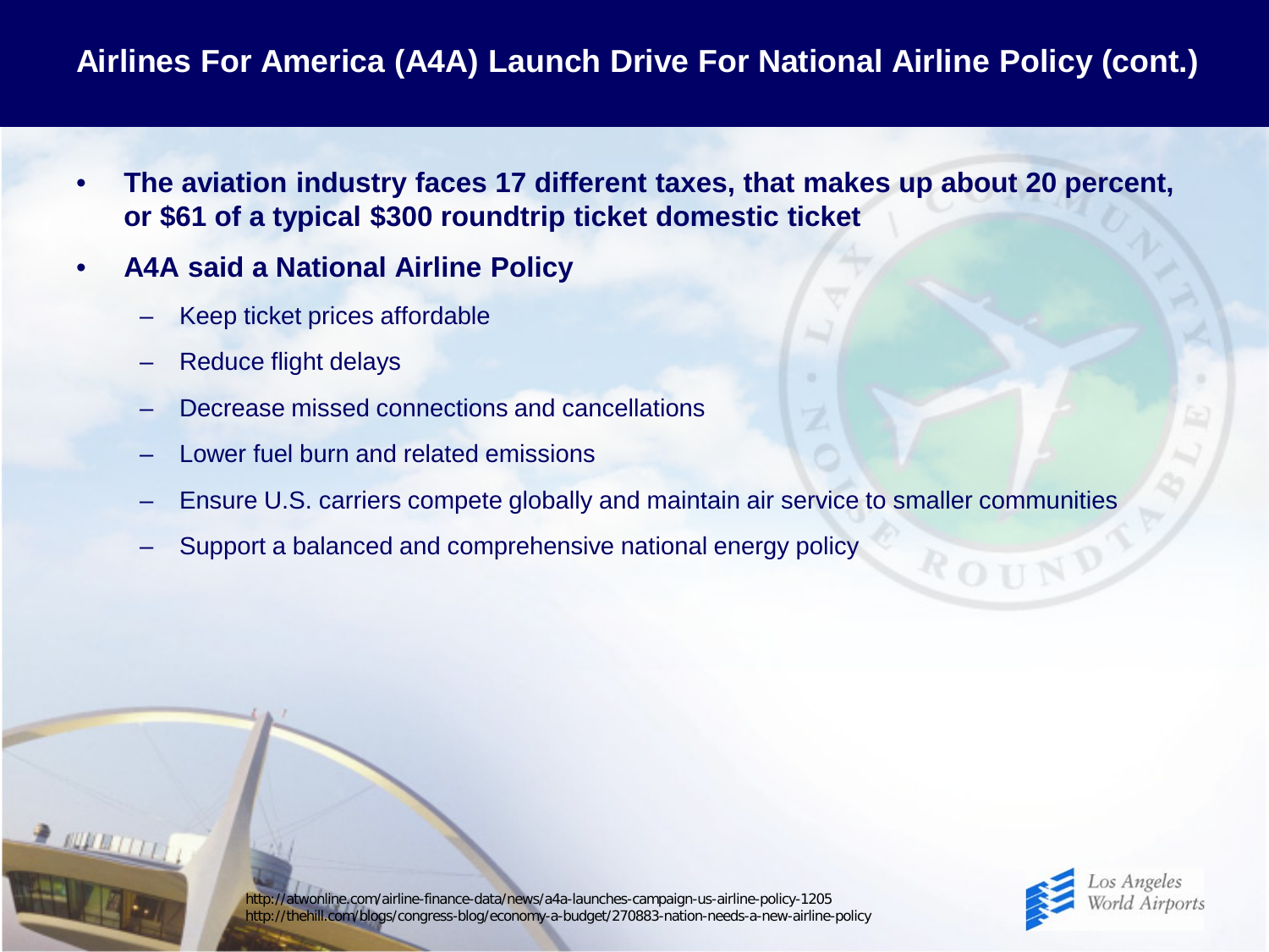# Airlines For America (A4A) Launch Drive For National Airline Policy (cont.)

- **The aviation industry faces 17 different taxes, that makes up about 20 percent, or $61 of a typical $300 roundtrip ticket domestic ticket**
- **A4A said a National Airline Policy**
  - Keep ticket prices affordable
  - Reduce flight delays
  - Decrease missed connections and cancellations
  - Lower fuel burn and related emissions
  - Ensure U.S. carriers compete globally and maintain air service to smaller communities
  - Support a balanced and comprehensive national energy policy

http://atwonline.com/airline-finance-data/news/a4a-launches-campaign-us-airline-policy-1205
http://thehill.com/blogs/congress-blog/economy-a-budget/270883-nation-needs-a-new-airline-policy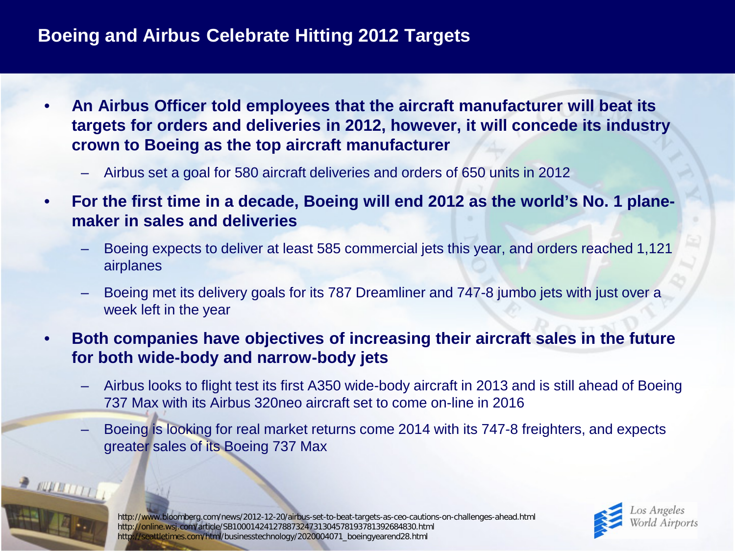# Boeing and Airbus Celebrate Hitting 2012 Targets

- **An Airbus Officer told employees that the aircraft manufacturer will beat its targets for orders and deliveries in 2012, however, it will concede its industry crown to Boeing as the top aircraft manufacturer**
  - Airbus set a goal for 580 aircraft deliveries and orders of 650 units in 2012
- **For the first time in a decade, Boeing will end 2012 as the world's No. 1 plane-maker in sales and deliveries**
  - Boeing expects to deliver at least 585 commercial jets this year, and orders reached 1,121 airplanes
  - Boeing met its delivery goals for its 787 Dreamliner and 747-8 jumbo jets with just over a week left in the year
- **Both companies have objectives of increasing their aircraft sales in the future for both wide-body and narrow-body jets**
  - Airbus looks to flight test its first A350 wide-body aircraft in 2013 and is still ahead of Boeing 737 Max with its Airbus 320neo aircraft set to come on-line in 2016
  - Boeing is looking for real market returns come 2014 with its 747-8 freighters, and expects greater sales of its Boeing 737 Max

http://www.bloomberg.com/news/2012-12-20/airbus-set-to-beat-targets-as-ceo-cautions-on-challenges-ahead.html
http://online.wsj.com/article/SB10001424127887324731304578193781392684830.html
http://seattletimes.com/html/businesstechnology/2020004071_boeingyearend28.html

Los Angeles World Airports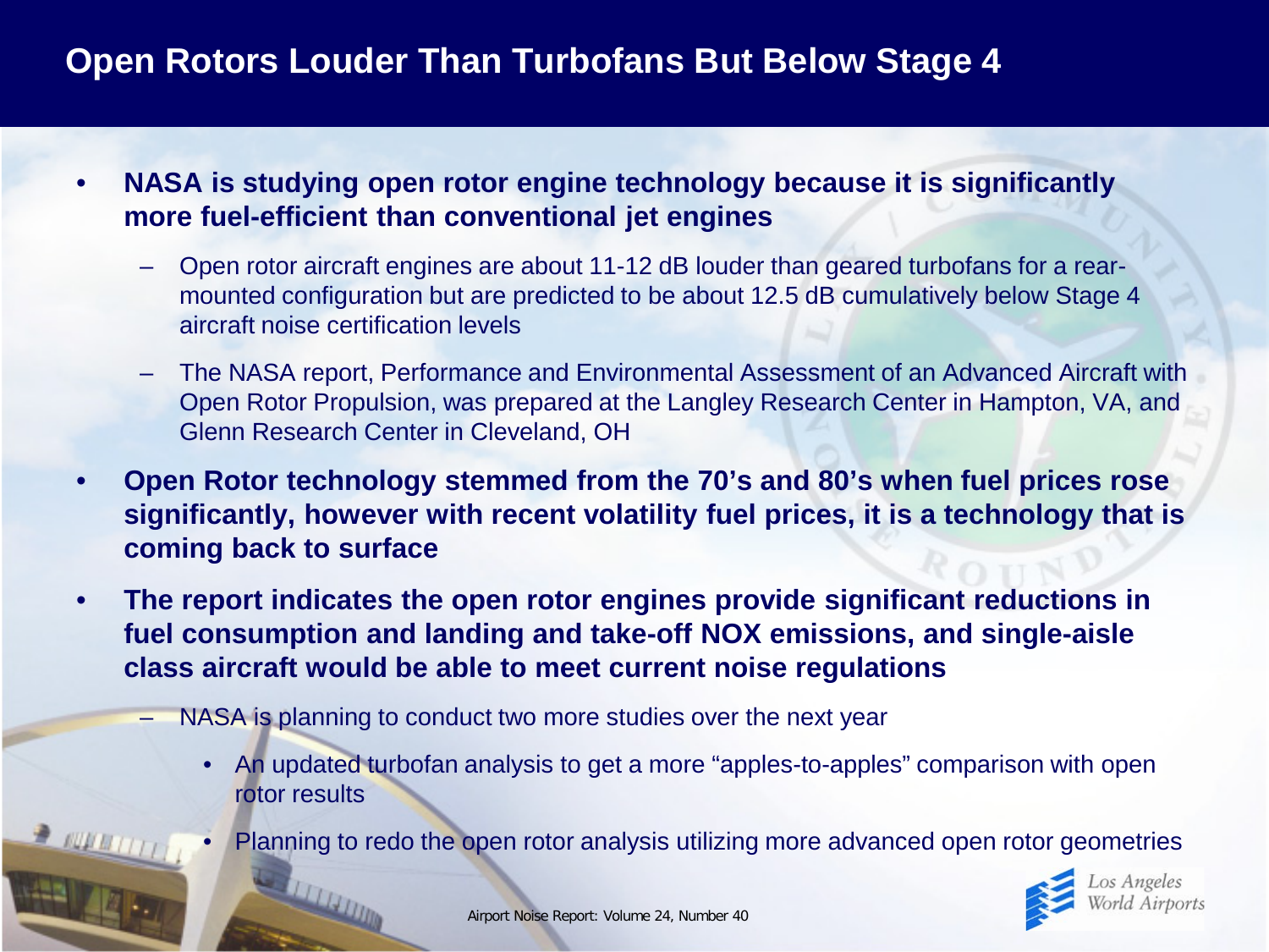# Open Rotors Louder Than Turbofans But Below Stage 4

- **NASA is studying open rotor engine technology because it is significantly more fuel-efficient than conventional jet engines**
  - Open rotor aircraft engines are about 11-12 dB louder than geared turbofans for a rear-mounted configuration but are predicted to be about 12.5 dB cumulatively below Stage 4 aircraft noise certification levels
  - The NASA report, Performance and Environmental Assessment of an Advanced Aircraft with Open Rotor Propulsion, was prepared at the Langley Research Center in Hampton, VA, and Glenn Research Center in Cleveland, OH
- **Open Rotor technology stemmed from the 70's and 80's when fuel prices rose significantly, however with recent volatility fuel prices, it is a technology that is coming back to surface**
- **The report indicates the open rotor engines provide significant reductions in fuel consumption and landing and take-off NOX emissions, and single-aisle class aircraft would be able to meet current noise regulations**
  - NASA is planning to conduct two more studies over the next year
    - An updated turbofan analysis to get a more "apples-to-apples" comparison with open rotor results
    - Planning to redo the open rotor analysis utilizing more advanced open rotor geometries

Airport Noise Report: Volume 24, Number 40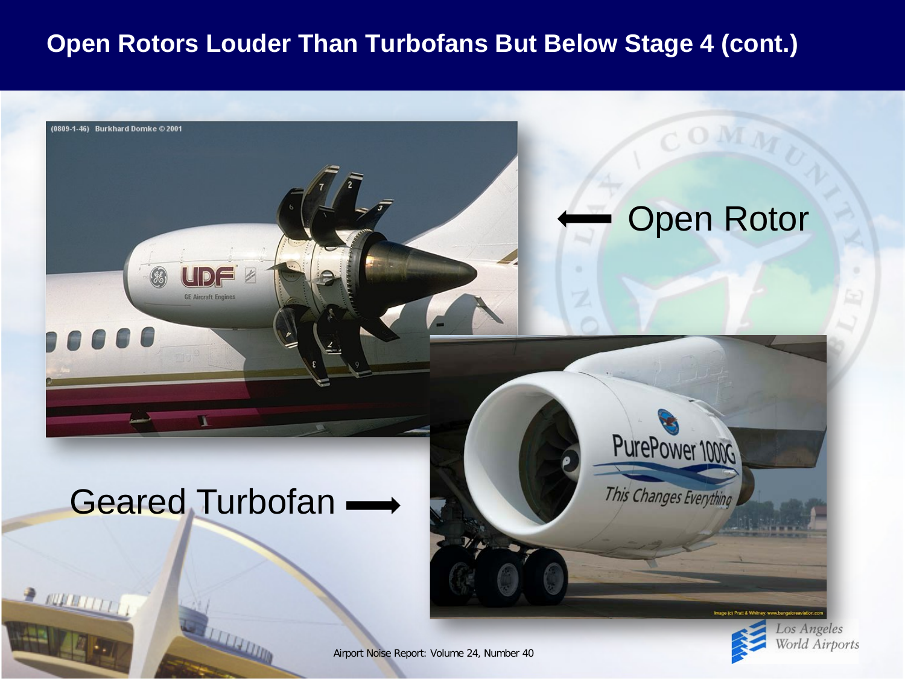# Open Rotors Louder Than Turbofans But Below Stage 4 (cont.)

Open Rotor

Geared Turbofan

Airport Noise Report: Volume 24, Number 40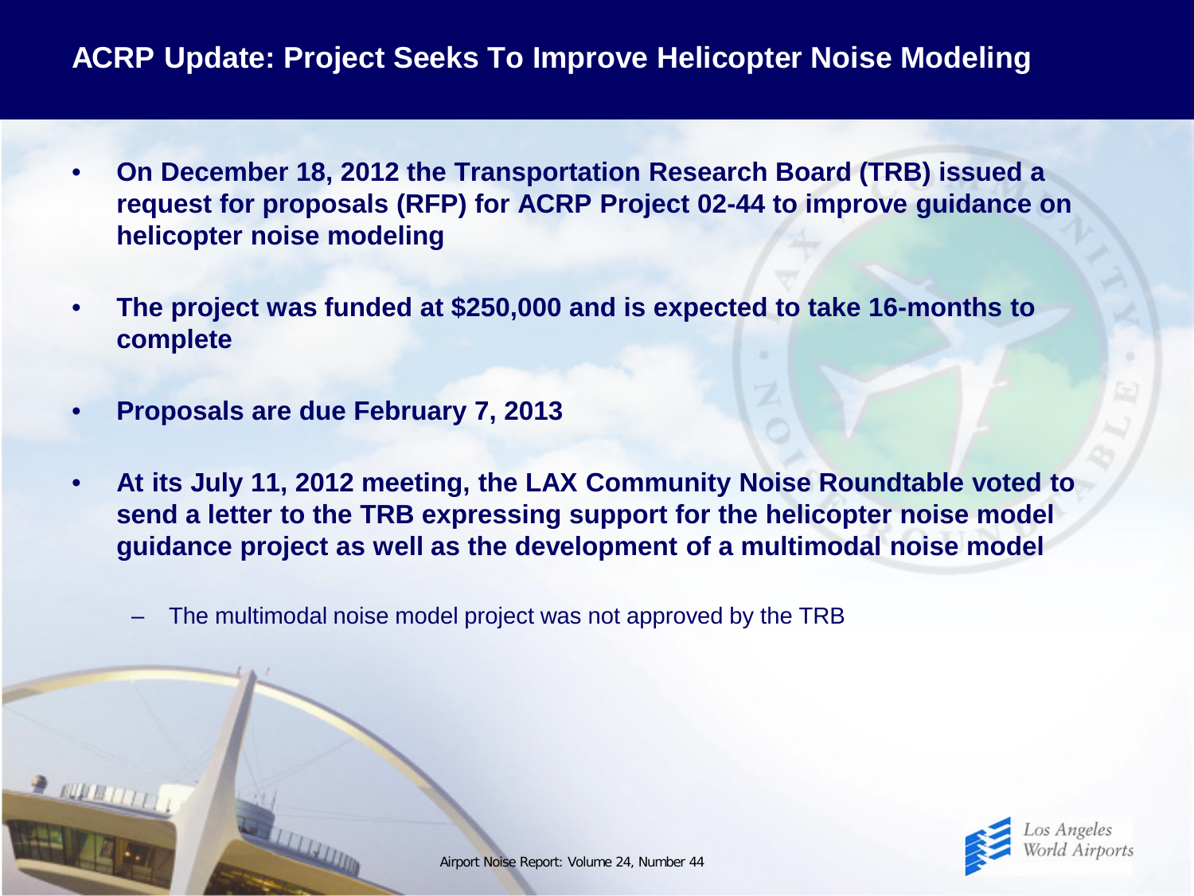# ACRP Update: Project Seeks To Improve Helicopter Noise Modeling

- **On December 18, 2012 the Transportation Research Board (TRB) issued a request for proposals (RFP) for ACRP Project 02-44 to improve guidance on helicopter noise modeling**
- **The project was funded at $250,000 and is expected to take 16-months to complete**
- **Proposals are due February 7, 2013**
- **At its July 11, 2012 meeting, the LAX Community Noise Roundtable voted to send a letter to the TRB expressing support for the helicopter noise model guidance project as well as the development of a multimodal noise model**
  - The multimodal noise model project was not approved by the TRB

Airport Noise Report: Volume 24, Number 44